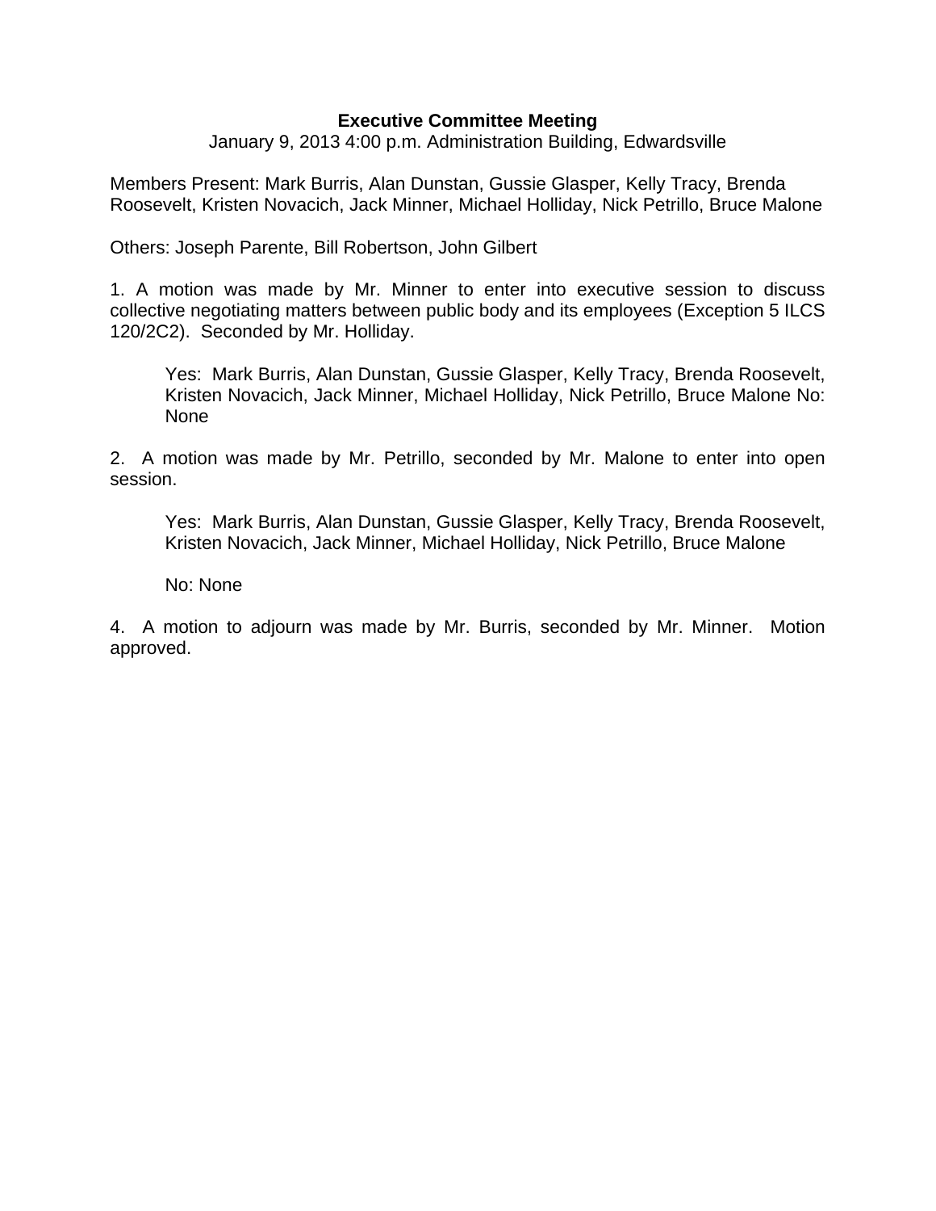**Executive Committee Meeting**

January 9, 2013 4:00 p.m. Administration Building, Edwardsville

Members Present: Mark Burris, Alan Dunstan, Gussie Glasper, Kelly Tracy, Brenda Roosevelt, Kristen Novacich, Jack Minner, Michael Holliday, Nick Petrillo, Bruce Malone

Others: Joseph Parente, Bill Robertson, John Gilbert

1. A motion was made by Mr. Minner to enter into executive session to discuss collective negotiating matters between public body and its employees (Exception 5 ILCS 120/2C2). Seconded by Mr. Holliday.

   Yes: Mark Burris, Alan Dunstan, Gussie Glasper, Kelly Tracy, Brenda Roosevelt, Kristen Novacich, Jack Minner, Michael Holliday, Nick Petrillo, Bruce Malone No: None

2. A motion was made by Mr. Petrillo, seconded by Mr. Malone to enter into open session.

   Yes: Mark Burris, Alan Dunstan, Gussie Glasper, Kelly Tracy, Brenda Roosevelt, Kristen Novacich, Jack Minner, Michael Holliday, Nick Petrillo, Bruce Malone

   No: None

4. A motion to adjourn was made by Mr. Burris, seconded by Mr. Minner. Motion approved.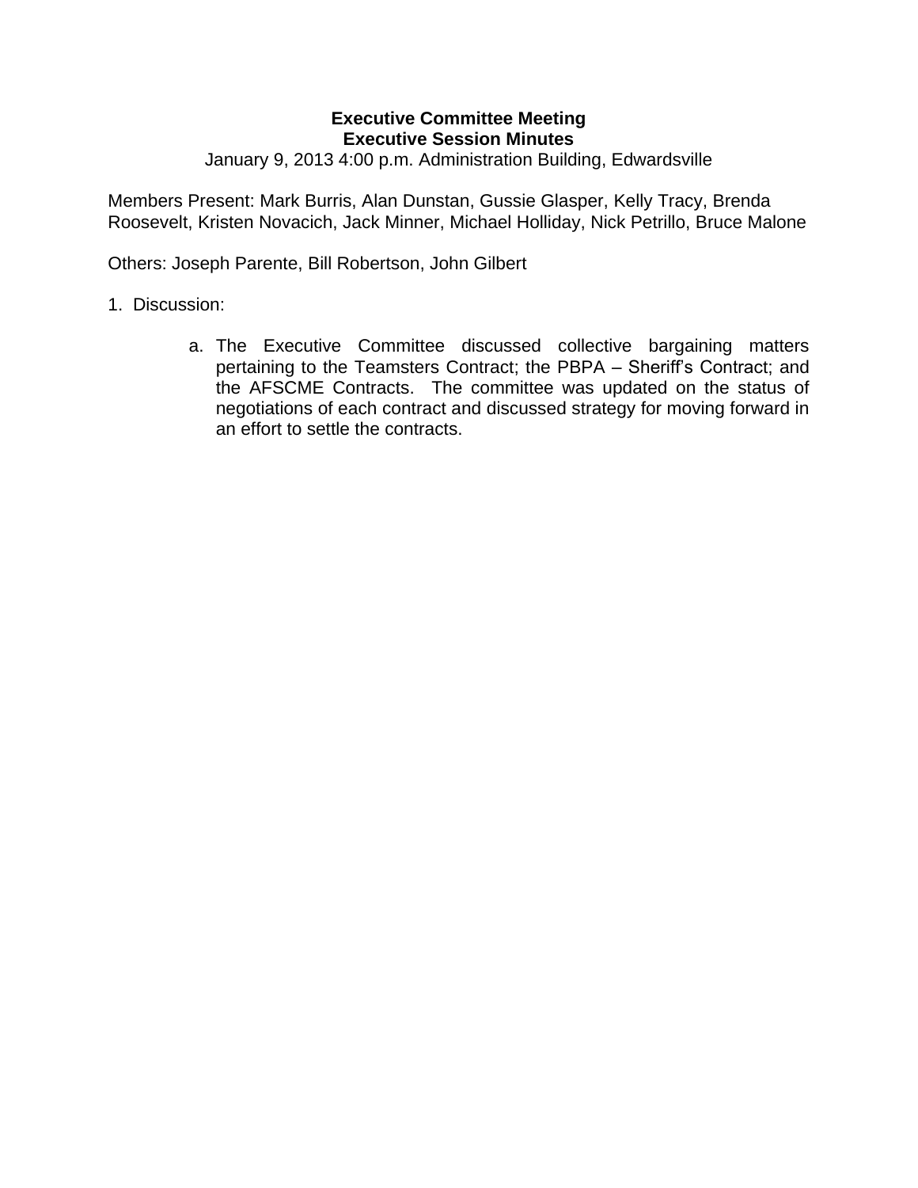**Executive Committee Meeting**
**Executive Session Minutes**
January 9, 2013 4:00 p.m. Administration Building, Edwardsville

Members Present: Mark Burris, Alan Dunstan, Gussie Glasper, Kelly Tracy, Brenda Roosevelt, Kristen Novacich, Jack Minner, Michael Holliday, Nick Petrillo, Bruce Malone

Others: Joseph Parente, Bill Robertson, John Gilbert

1. Discussion:

   a. The Executive Committee discussed collective bargaining matters pertaining to the Teamsters Contract; the PBPA – Sheriff's Contract; and the AFSCME Contracts. The committee was updated on the status of negotiations of each contract and discussed strategy for moving forward in an effort to settle the contracts.